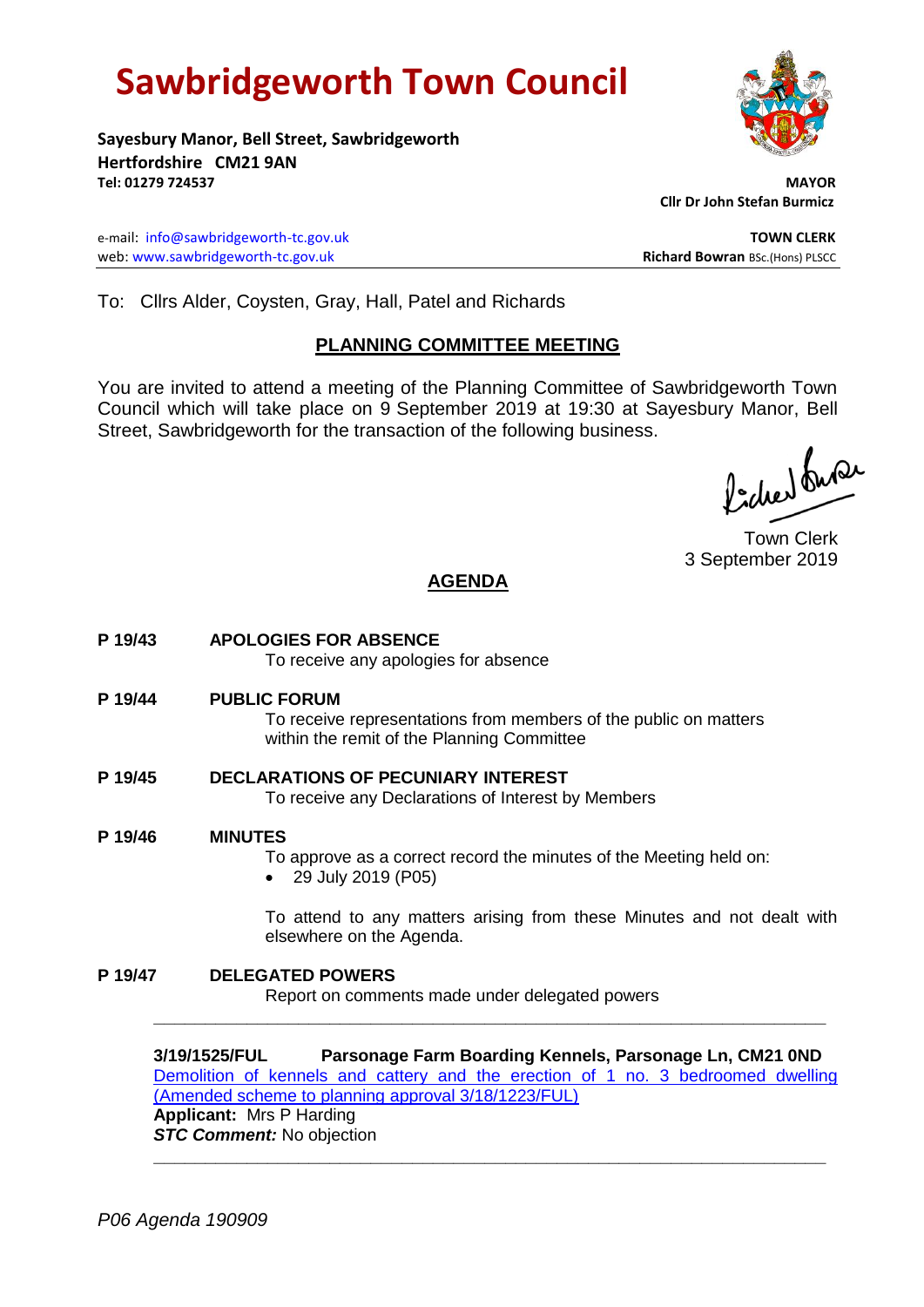# Sawbridgeworth Town Council

**Sayesbury Manor, Bell Street, Sawbridgeworth**
**Hertfordshire CM21 9AN**
**Tel: 01279 724537**

**MAYOR**
**Cllr Dr John Stefan Burmicz**

e-mail: info@sawbridgeworth-tc.gov.uk
web: www.sawbridgeworth-tc.gov.uk

**TOWN CLERK**
**Richard Bowran** BSc.(Hons) PLSCC

To: Cllrs Alder, Coysten, Gray, Hall, Patel and Richards

## PLANNING COMMITTEE MEETING

You are invited to attend a meeting of the Planning Committee of Sawbridgeworth Town Council which will take place on 9 September 2019 at 19:30 at Sayesbury Manor, Bell Street, Sawbridgeworth for the transaction of the following business.

Town Clerk
3 September 2019

## AGENDA

**P 19/43 APOLOGIES FOR ABSENCE**
To receive any apologies for absence

**P 19/44 PUBLIC FORUM**
To receive representations from members of the public on matters within the remit of the Planning Committee

**P 19/45 DECLARATIONS OF PECUNIARY INTEREST**
To receive any Declarations of Interest by Members

**P 19/46 MINUTES**
To approve as a correct record the minutes of the Meeting held on:

- 29 July 2019 (P05)

To attend to any matters arising from these Minutes and not dealt with elsewhere on the Agenda.

**P 19/47 DELEGATED POWERS**
Report on comments made under delegated powers

---

**3/19/1525/FUL Parsonage Farm Boarding Kennels, Parsonage Ln, CM21 0ND**
Demolition of kennels and cattery and the erection of 1 no. 3 bedroomed dwelling (Amended scheme to planning approval 3/18/1223/FUL)
**Applicant:** Mrs P Harding
***STC Comment:*** No objection

---

*P06 Agenda 190909*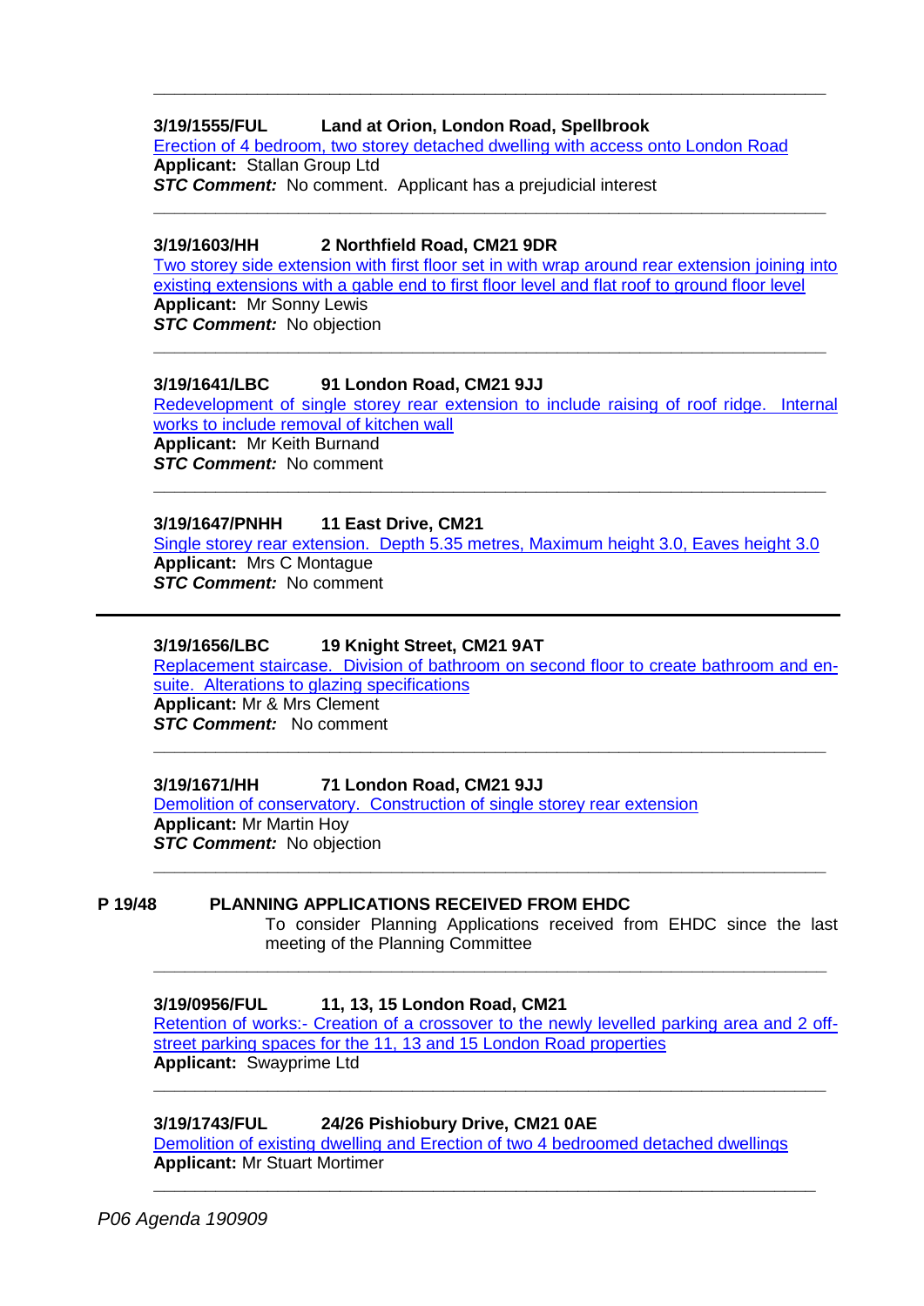---

**3/19/1555/FUL Land at Orion, London Road, Spellbrook**

Erection of 4 bedroom, two storey detached dwelling with access onto London Road

**Applicant:** Stallan Group Ltd

***STC Comment:*** No comment. Applicant has a prejudicial interest

---

**3/19/1603/HH 2 Northfield Road, CM21 9DR**

Two storey side extension with first floor set in with wrap around rear extension joining into existing extensions with a gable end to first floor level and flat roof to ground floor level

**Applicant:** Mr Sonny Lewis

***STC Comment:*** No objection

---

**3/19/1641/LBC 91 London Road, CM21 9JJ**

Redevelopment of single storey rear extension to include raising of roof ridge. Internal works to include removal of kitchen wall

**Applicant:** Mr Keith Burnand

***STC Comment:*** No comment

---

**3/19/1647/PNHH 11 East Drive, CM21**

Single storey rear extension. Depth 5.35 metres, Maximum height 3.0, Eaves height 3.0

**Applicant:** Mrs C Montague

***STC Comment:*** No comment

---

**3/19/1656/LBC 19 Knight Street, CM21 9AT**

Replacement staircase. Division of bathroom on second floor to create bathroom and en-suite. Alterations to glazing specifications

**Applicant:** Mr & Mrs Clement

***STC Comment:*** No comment

---

**3/19/1671/HH 71 London Road, CM21 9JJ**

Demolition of conservatory. Construction of single storey rear extension

**Applicant:** Mr Martin Hoy

***STC Comment:*** No objection

---

**P 19/48 PLANNING APPLICATIONS RECEIVED FROM EHDC**

To consider Planning Applications received from EHDC since the last meeting of the Planning Committee

---

**3/19/0956/FUL 11, 13, 15 London Road, CM21**

Retention of works:- Creation of a crossover to the newly levelled parking area and 2 off-street parking spaces for the 11, 13 and 15 London Road properties

**Applicant:** Swayprime Ltd

---

**3/19/1743/FUL 24/26 Pishiobury Drive, CM21 0AE**

Demolition of existing dwelling and Erection of two 4 bedroomed detached dwellings

**Applicant:** Mr Stuart Mortimer

---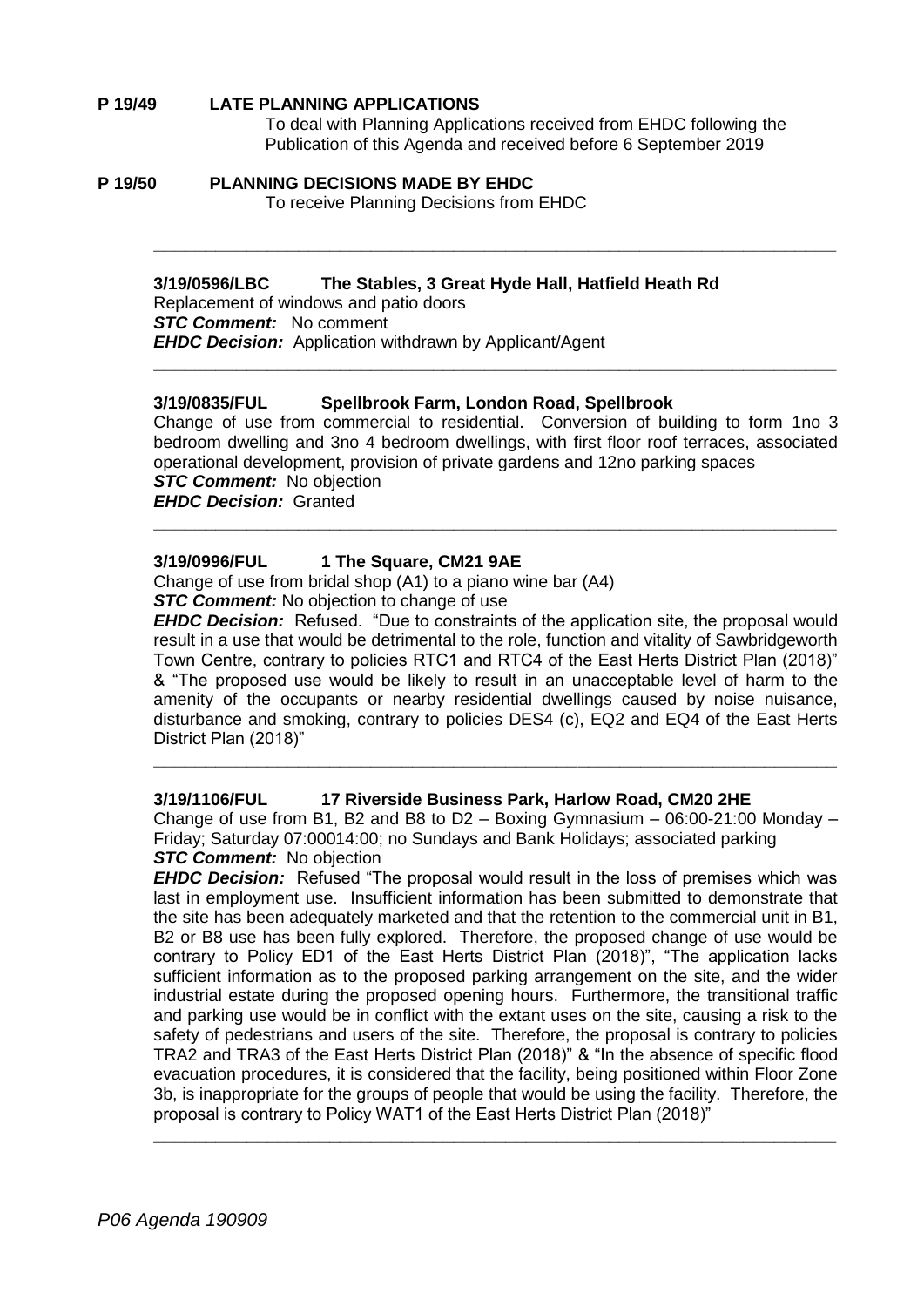**P 19/49 LATE PLANNING APPLICATIONS**

To deal with Planning Applications received from EHDC following the Publication of this Agenda and received before 6 September 2019

**P 19/50 PLANNING DECISIONS MADE BY EHDC**

To receive Planning Decisions from EHDC

---

**3/19/0596/LBC The Stables, 3 Great Hyde Hall, Hatfield Heath Rd**

Replacement of windows and patio doors

***STC Comment:*** No comment

***EHDC Decision:*** Application withdrawn by Applicant/Agent

---

**3/19/0835/FUL Spellbrook Farm, London Road, Spellbrook**

Change of use from commercial to residential. Conversion of building to form 1no 3 bedroom dwelling and 3no 4 bedroom dwellings, with first floor roof terraces, associated operational development, provision of private gardens and 12no parking spaces

***STC Comment:*** No objection

***EHDC Decision:*** Granted

---

**3/19/0996/FUL 1 The Square, CM21 9AE**

Change of use from bridal shop (A1) to a piano wine bar (A4)

***STC Comment:*** No objection to change of use

***EHDC Decision:*** Refused. "Due to constraints of the application site, the proposal would result in a use that would be detrimental to the role, function and vitality of Sawbridgeworth Town Centre, contrary to policies RTC1 and RTC4 of the East Herts District Plan (2018)" & "The proposed use would be likely to result in an unacceptable level of harm to the amenity of the occupants or nearby residential dwellings caused by noise nuisance, disturbance and smoking, contrary to policies DES4 (c), EQ2 and EQ4 of the East Herts District Plan (2018)"

---

**3/19/1106/FUL 17 Riverside Business Park, Harlow Road, CM20 2HE**

Change of use from B1, B2 and B8 to D2 – Boxing Gymnasium – 06:00-21:00 Monday – Friday; Saturday 07:00014:00; no Sundays and Bank Holidays; associated parking

***STC Comment:*** No objection

***EHDC Decision:*** Refused "The proposal would result in the loss of premises which was last in employment use. Insufficient information has been submitted to demonstrate that the site has been adequately marketed and that the retention to the commercial unit in B1, B2 or B8 use has been fully explored. Therefore, the proposed change of use would be contrary to Policy ED1 of the East Herts District Plan (2018)", "The application lacks sufficient information as to the proposed parking arrangement on the site, and the wider industrial estate during the proposed opening hours. Furthermore, the transitional traffic and parking use would be in conflict with the extant uses on the site, causing a risk to the safety of pedestrians and users of the site. Therefore, the proposal is contrary to policies TRA2 and TRA3 of the East Herts District Plan (2018)" & "In the absence of specific flood evacuation procedures, it is considered that the facility, being positioned within Floor Zone 3b, is inappropriate for the groups of people that would be using the facility. Therefore, the proposal is contrary to Policy WAT1 of the East Herts District Plan (2018)"

---

*P06 Agenda 190909*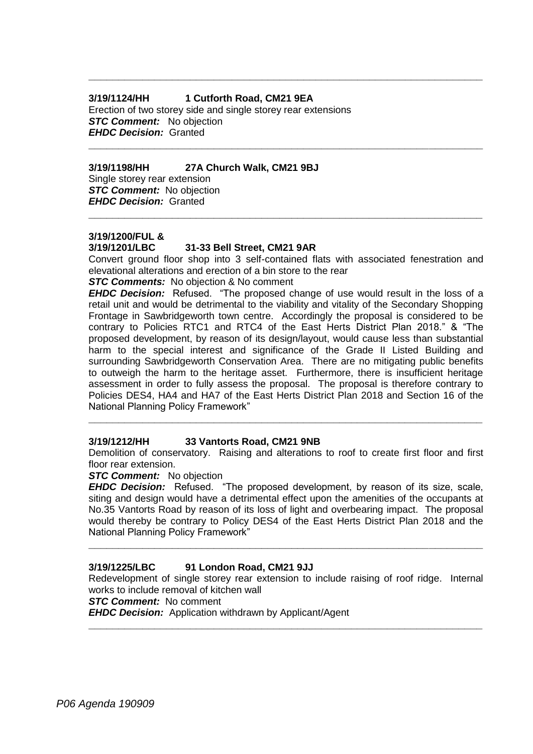---

**3/19/1124/HH 1 Cutforth Road, CM21 9EA**

Erection of two storey side and single storey rear extensions

***STC Comment:*** No objection

***EHDC Decision:*** Granted

---

**3/19/1198/HH 27A Church Walk, CM21 9BJ**

Single storey rear extension

***STC Comment:*** No objection

***EHDC Decision:*** Granted

---

**3/19/1200/FUL &**
**3/19/1201/LBC 31-33 Bell Street, CM21 9AR**

Convert ground floor shop into 3 self-contained flats with associated fenestration and elevational alterations and erection of a bin store to the rear

***STC Comments:*** No objection & No comment

***EHDC Decision:*** Refused. "The proposed change of use would result in the loss of a retail unit and would be detrimental to the viability and vitality of the Secondary Shopping Frontage in Sawbridgeworth town centre. Accordingly the proposal is considered to be contrary to Policies RTC1 and RTC4 of the East Herts District Plan 2018." & "The proposed development, by reason of its design/layout, would cause less than substantial harm to the special interest and significance of the Grade II Listed Building and surrounding Sawbridgeworth Conservation Area. There are no mitigating public benefits to outweigh the harm to the heritage asset. Furthermore, there is insufficient heritage assessment in order to fully assess the proposal. The proposal is therefore contrary to Policies DES4, HA4 and HA7 of the East Herts District Plan 2018 and Section 16 of the National Planning Policy Framework"

---

**3/19/1212/HH 33 Vantorts Road, CM21 9NB**

Demolition of conservatory. Raising and alterations to roof to create first floor and first floor rear extension.

***STC Comment:*** No objection

***EHDC Decision:*** Refused. "The proposed development, by reason of its size, scale, siting and design would have a detrimental effect upon the amenities of the occupants at No.35 Vantorts Road by reason of its loss of light and overbearing impact. The proposal would thereby be contrary to Policy DES4 of the East Herts District Plan 2018 and the National Planning Policy Framework"

---

**3/19/1225/LBC 91 London Road, CM21 9JJ**

Redevelopment of single storey rear extension to include raising of roof ridge. Internal works to include removal of kitchen wall

***STC Comment:*** No comment

***EHDC Decision:*** Application withdrawn by Applicant/Agent

---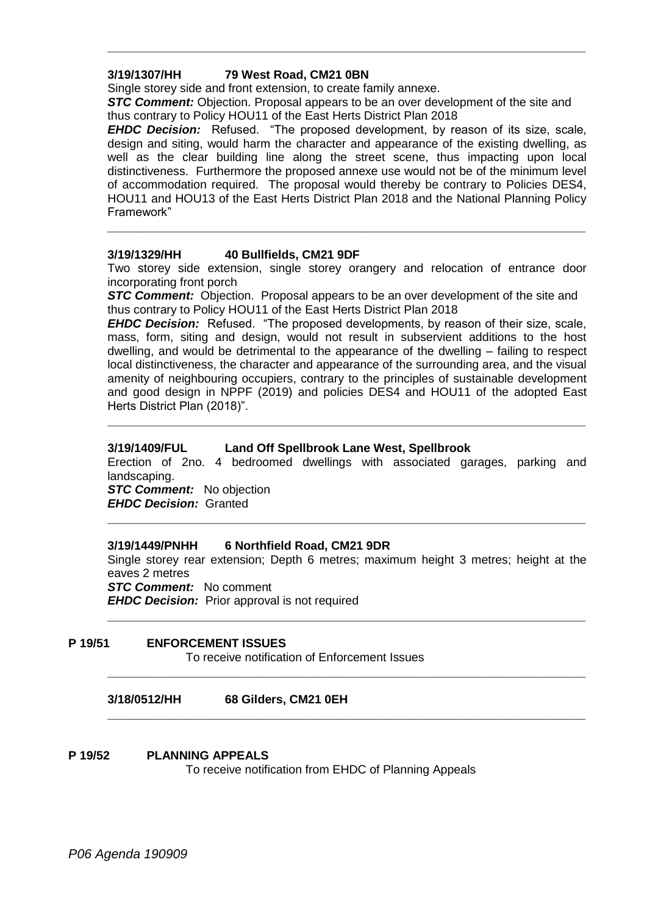---

**3/19/1307/HH 79 West Road, CM21 0BN**

Single storey side and front extension, to create family annexe.

***STC Comment:*** Objection. Proposal appears to be an over development of the site and thus contrary to Policy HOU11 of the East Herts District Plan 2018

***EHDC Decision:*** Refused. "The proposed development, by reason of its size, scale, design and siting, would harm the character and appearance of the existing dwelling, as well as the clear building line along the street scene, thus impacting upon local distinctiveness. Furthermore the proposed annexe use would not be of the minimum level of accommodation required. The proposal would thereby be contrary to Policies DES4, HOU11 and HOU13 of the East Herts District Plan 2018 and the National Planning Policy Framework"

---

**3/19/1329/HH 40 Bullfields, CM21 9DF**

Two storey side extension, single storey orangery and relocation of entrance door incorporating front porch

***STC Comment:*** Objection. Proposal appears to be an over development of the site and thus contrary to Policy HOU11 of the East Herts District Plan 2018

***EHDC Decision:*** Refused. "The proposed developments, by reason of their size, scale, mass, form, siting and design, would not result in subservient additions to the host dwelling, and would be detrimental to the appearance of the dwelling – failing to respect local distinctiveness, the character and appearance of the surrounding area, and the visual amenity of neighbouring occupiers, contrary to the principles of sustainable development and good design in NPPF (2019) and policies DES4 and HOU11 of the adopted East Herts District Plan (2018)".

---

**3/19/1409/FUL Land Off Spellbrook Lane West, Spellbrook**

Erection of 2no. 4 bedroomed dwellings with associated garages, parking and landscaping.

***STC Comment:*** No objection

***EHDC Decision:*** Granted

---

**3/19/1449/PNHH 6 Northfield Road, CM21 9DR**

Single storey rear extension; Depth 6 metres; maximum height 3 metres; height at the eaves 2 metres

***STC Comment:*** No comment

***EHDC Decision:*** Prior approval is not required

---

**P 19/51 ENFORCEMENT ISSUES**

To receive notification of Enforcement Issues

---

**3/18/0512/HH 68 Gilders, CM21 0EH**

---

**P 19/52 PLANNING APPEALS**

To receive notification from EHDC of Planning Appeals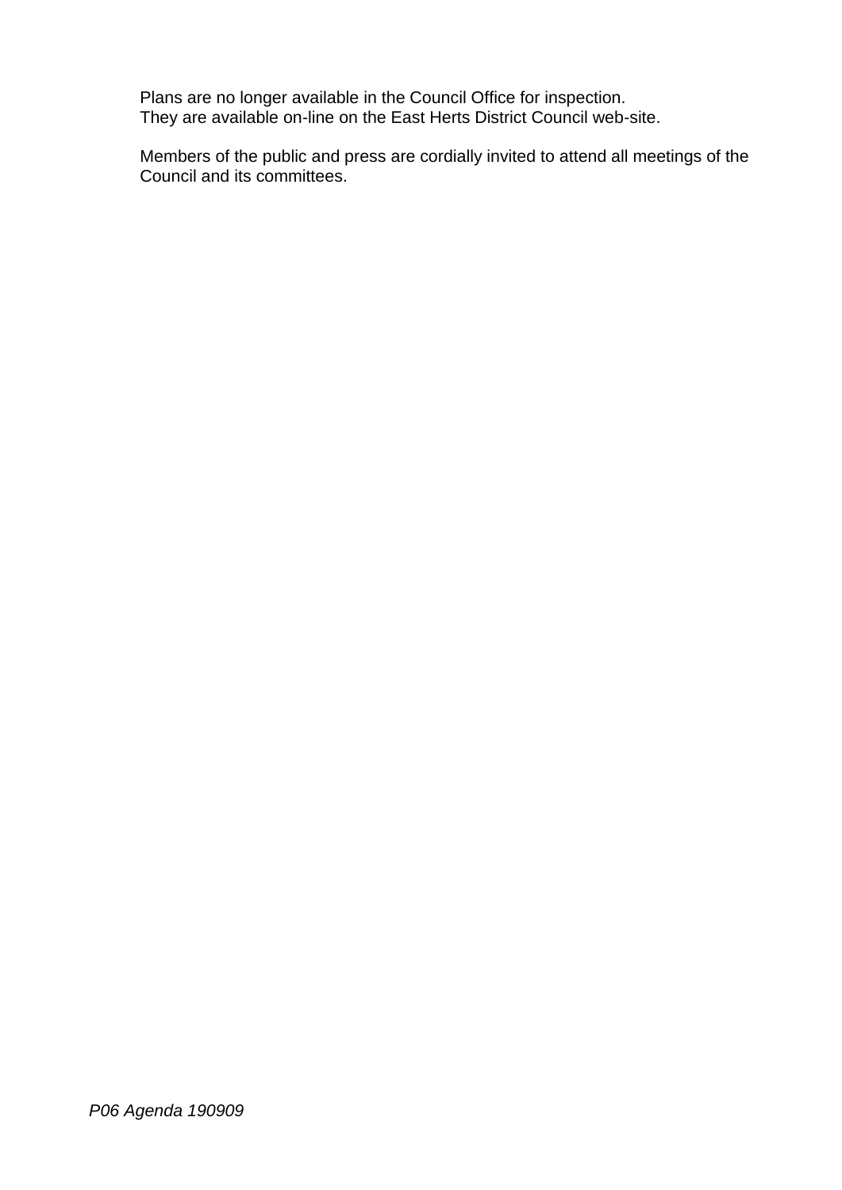Plans are no longer available in the Council Office for inspection.
They are available on-line on the East Herts District Council web-site.

Members of the public and press are cordially invited to attend all meetings of the Council and its committees.